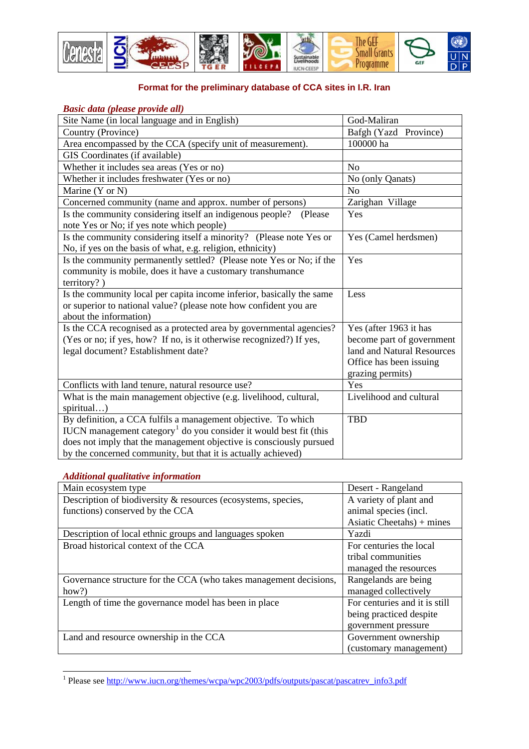## Format for the preliminary database of CCA sites in I.R. Iran

*Basic data (please provide all)*

| Site Name (in local language and in English) | God-Maliran |
|---|---|
| Country (Province) | Bafgh (Yazd Province) |
| Area encompassed by the CCA (specify unit of measurement). | 100000 ha |
| GIS Coordinates (if available) | |
| Whether it includes sea areas (Yes or no) | No |
| Whether it includes freshwater (Yes or no) | No (only Qanats) |
| Marine (Y or N) | No |
| Concerned community (name and approx. number of persons) | Zarighan Village |
| Is the community considering itself an indigenous people? (Please note Yes or No; if yes note which people) | Yes |
| Is the community considering itself a minority? (Please note Yes or No, if yes on the basis of what, e.g. religion, ethnicity) | Yes (Camel herdsmen) |
| Is the community permanently settled? (Please note Yes or No; if the community is mobile, does it have a customary transhumance territory? ) | Yes |
| Is the community local per capita income inferior, basically the same or superior to national value? (please note how confident you are about the information) | Less |
| Is the CCA recognised as a protected area by governmental agencies? (Yes or no; if yes, how? If no, is it otherwise recognized?) If yes, legal document? Establishment date? | Yes (after 1963 it has become part of government land and Natural Resources Office has been issuing grazing permits) |
| Conflicts with land tenure, natural resource use? | Yes |
| What is the main management objective (e.g. livelihood, cultural, spiritual…) | Livelihood and cultural |
| By definition, a CCA fulfils a management objective. To which IUCN management category[1] do you consider it would best fit (this does not imply that the management objective is consciously pursued by the concerned community, but that it is actually achieved) | TBD |

*Additional qualitative information*

| Main ecosystem type | Desert - Rangeland |
|---|---|
| Description of biodiversity & resources (ecosystems, species, functions) conserved by the CCA | A variety of plant and animal species (incl. Asiatic Cheetahs) + mines |
| Description of local ethnic groups and languages spoken | Yazdi |
| Broad historical context of the CCA | For centuries the local tribal communities managed the resources |
| Governance structure for the CCA (who takes management decisions, how?) | Rangelands are being managed collectively |
| Length of time the governance model has been in place | For centuries and it is still being practiced despite government pressure |
| Land and resource ownership in the CCA | Government ownership (customary management) |

[1] Please see http://www.iucn.org/themes/wcpa/wpc2003/pdfs/outputs/pascat/pascatrev_info3.pdf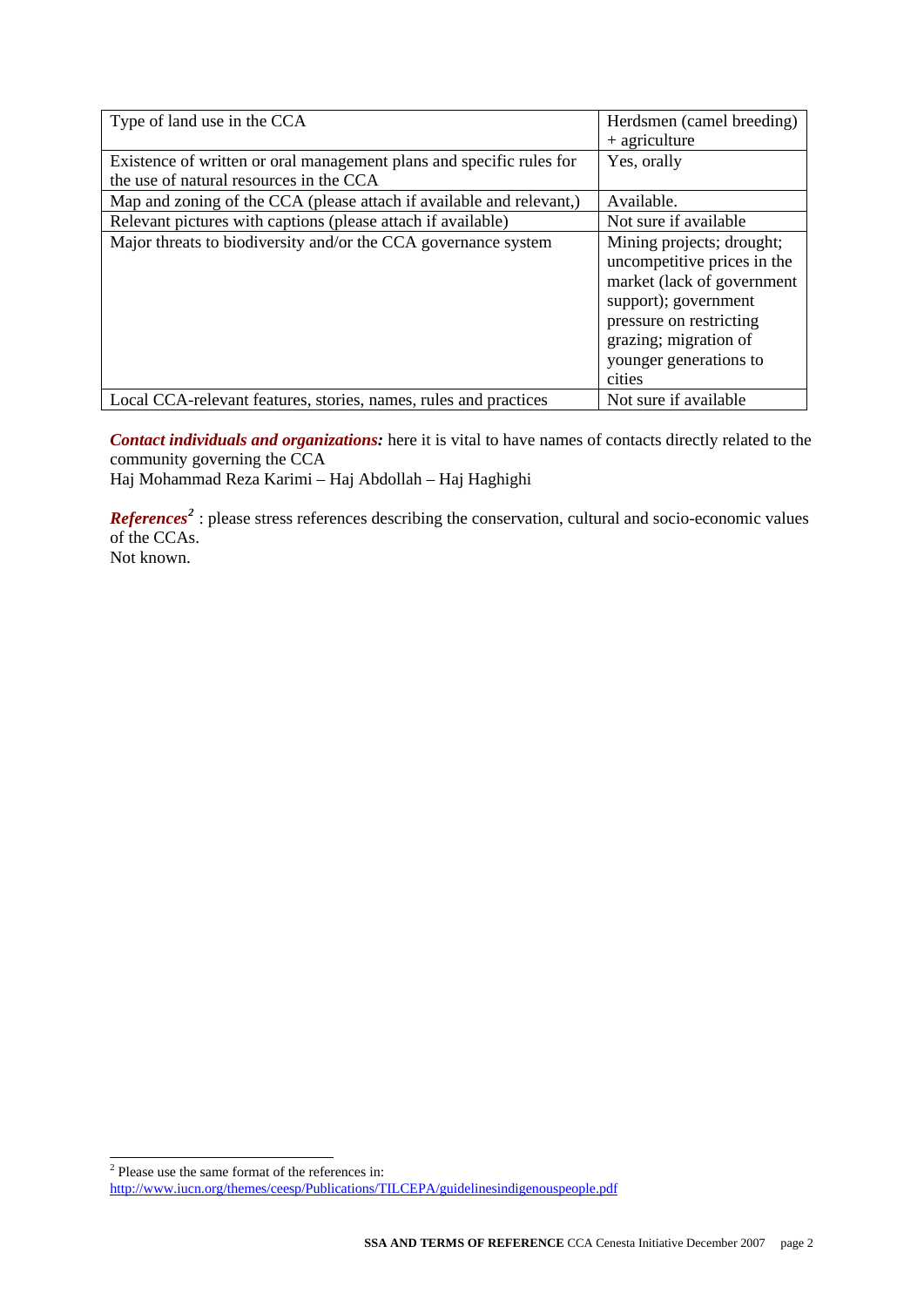| | |
|---|---|
| Type of land use in the CCA | Herdsmen (camel breeding) + agriculture |
| Existence of written or oral management plans and specific rules for the use of natural resources in the CCA | Yes, orally |
| Map and zoning of the CCA (please attach if available and relevant,) | Available. |
| Relevant pictures with captions (please attach if available) | Not sure if available |
| Major threats to biodiversity and/or the CCA governance system | Mining projects; drought; uncompetitive prices in the market (lack of government support); government pressure on restricting grazing; migration of younger generations to cities |
| Local CCA-relevant features, stories, names, rules and practices | Not sure if available |

***Contact individuals and organizations:*** here it is vital to have names of contacts directly related to the community governing the CCA
Haj Mohammad Reza Karimi – Haj Abdollah – Haj Haghighi

***References***[2] : please stress references describing the conservation, cultural and socio-economic values of the CCAs.
Not known.

[2] Please use the same format of the references in: http://www.iucn.org/themes/ceesp/Publications/TILCEPA/guidelinesindigenouspeople.pdf